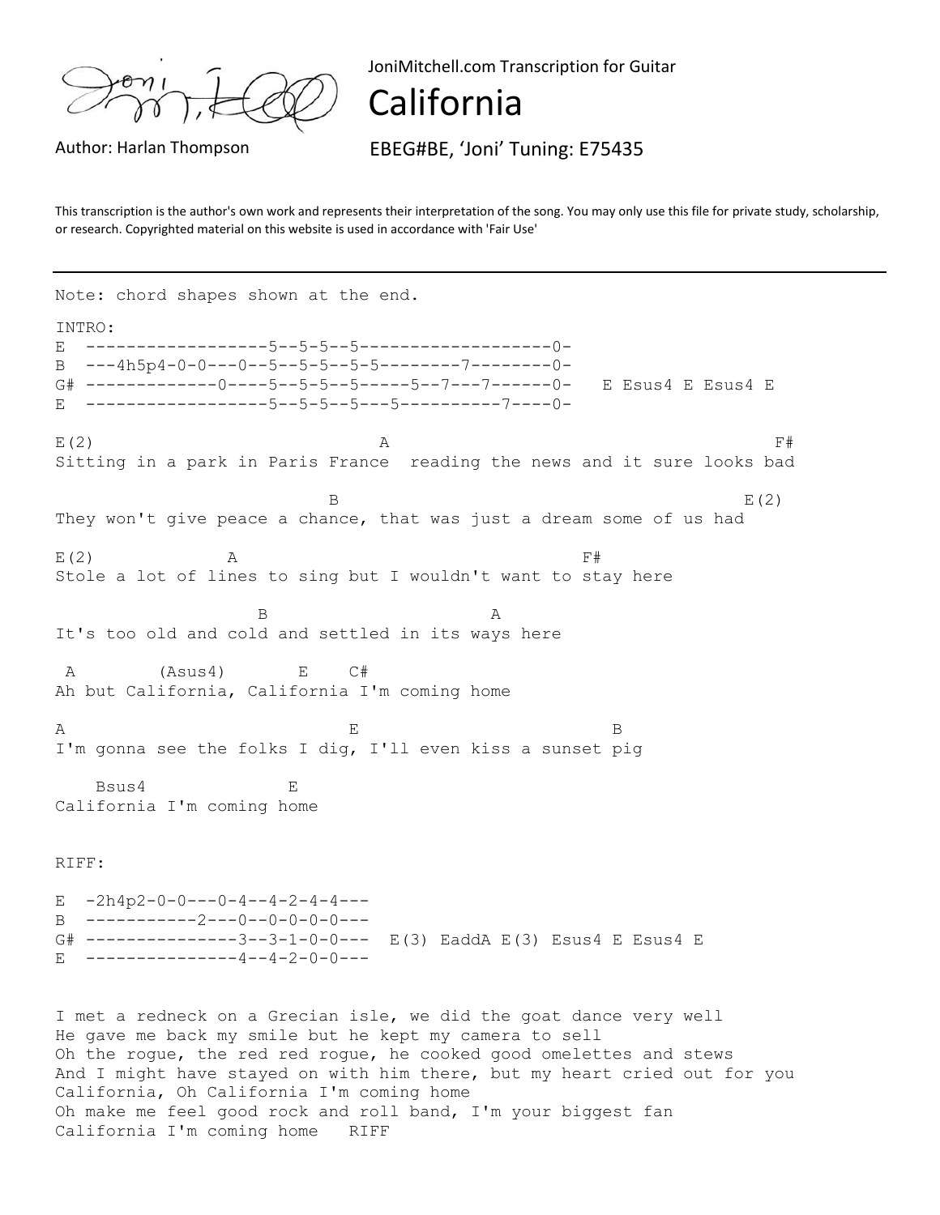JoniMitchell.com Transcription for Guitar

# California

Author: Harlan Thompson

EBEG#BE, 'Joni' Tuning: E75435

This transcription is the author's own work and represents their interpretation of the song. You may only use this file for private study, scholarship, or research. Copyrighted material on this website is used in accordance with 'Fair Use'

---

```
Note: chord shapes shown at the end.

INTRO:
E  ------------------5--5-5--5-------------------0-
B  ---4h5p4-0-0---0--5--5-5--5-5--------7--------0-
G# -------------0----5--5-5--5-----5--7---7------0-   E Esus4 E Esus4 E
E  ------------------5--5-5--5---5----------7----0-

E(2)                            A                                    F#
Sitting in a park in Paris France  reading the news and it sure looks bad

                       B                                          E(2)
They won't give peace a chance, that was just a dream some of us had

E(2)            A                                 F#
Stole a lot of lines to sing but I wouldn't want to stay here

                    B                    A
It's too old and cold and settled in its ways here

 A        (Asus4)       E    C#
Ah but California, California I'm coming home

A                          E                        B
I'm gonna see the folks I dig, I'll even kiss a sunset pig

    Bsus4              E
California I'm coming home


RIFF:

E  -2h4p2-0-0---0-4--4-2-4-4---
B  -----------2---0--0-0-0-0---
G# ---------------3--3-1-0-0---  E(3) EaddA E(3) Esus4 E Esus4 E
E  ---------------4--4-2-0-0---


I met a redneck on a Grecian isle, we did the goat dance very well
He gave me back my smile but he kept my camera to sell
Oh the rogue, the red red rogue, he cooked good omelettes and stews
And I might have stayed on with him there, but my heart cried out for you
California, Oh California I'm coming home
Oh make me feel good rock and roll band, I'm your biggest fan
California I'm coming home   RIFF
```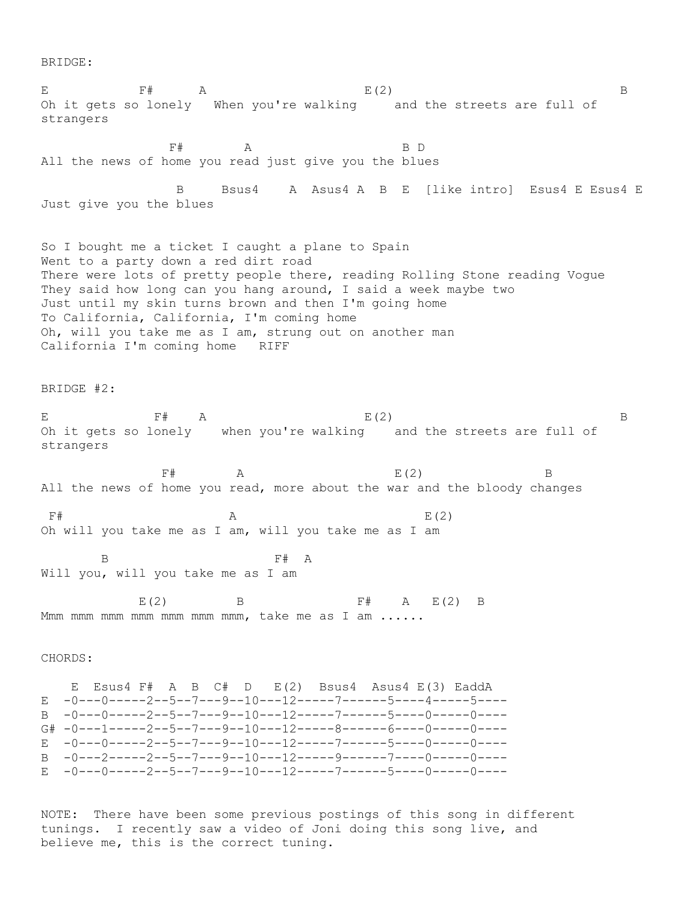BRIDGE:

```
E            F#      A                      E(2)                             B
Oh it gets so lonely   When you're walking     and the streets are full of
strangers

                F#        A                    B D
All the news of home you read just give you the blues

                 B     Bsus4    A  Asus4 A  B  E  [like intro]  Esus4 E Esus4 E
Just give you the blues
```

So I bought me a ticket I caught a plane to Spain
Went to a party down a red dirt road
There were lots of pretty people there, reading Rolling Stone reading Vogue
They said how long can you hang around, I said a week maybe two
Just until my skin turns brown and then I'm going home
To California, California, I'm coming home
Oh, will you take me as I am, strung out on another man
California I'm coming home   RIFF

BRIDGE #2:

```
E              F#    A                      E(2)                             B
Oh it gets so lonely    when you're walking    and the streets are full of
strangers

               F#        A                   E(2)               B
All the news of home you read, more about the war and the bloody changes

 F#                      A                        E(2)
Oh will you take me as I am, will you take me as I am

       B                       F#  A
Will you, will you take me as I am

            E(2)         B              F#    A   E(2)  B
Mmm mmm mmm mmm mmm mmm mmm, take me as I am ......
```

CHORDS:

```
    E  Esus4 F#  A  B  C#  D   E(2)  Bsus4  Asus4 E(3) EaddA
E  -0---0-----2--5--7---9--10---12-----7------5----4-----5----
B  -0---0-----2--5--7---9--10---12-----7------5----0-----0----
G# -0---1-----2--5--7---9--10---12-----8------6----0-----0----
E  -0---0-----2--5--7---9--10---12-----7------5----0-----0----
B  -0---2-----2--5--7---9--10---12-----9------7----0-----0----
E  -0---0-----2--5--7---9--10---12-----7------5----0-----0----
```

NOTE: There have been some previous postings of this song in different tunings. I recently saw a video of Joni doing this song live, and believe me, this is the correct tuning.